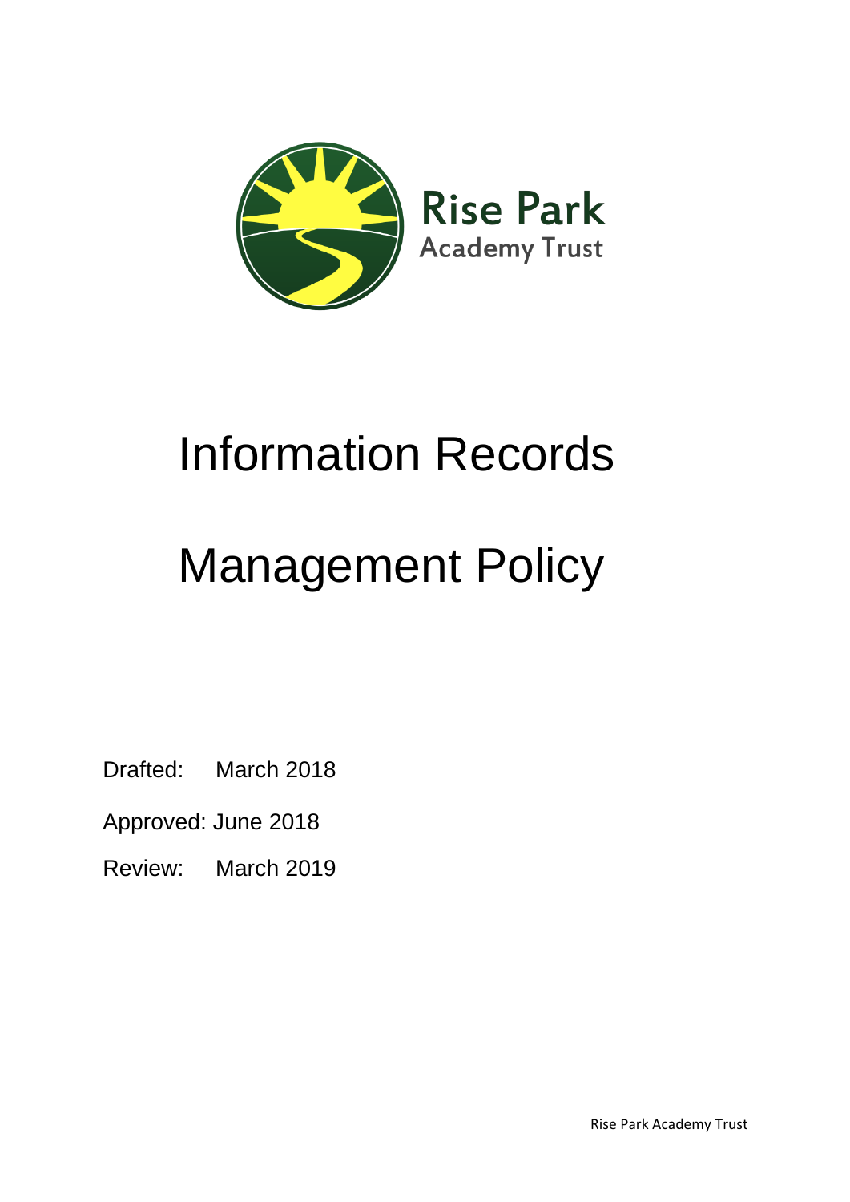Rise Park
Academy Trust

# Information Records Management Policy

Drafted: March 2018

Approved: June 2018

Review: March 2019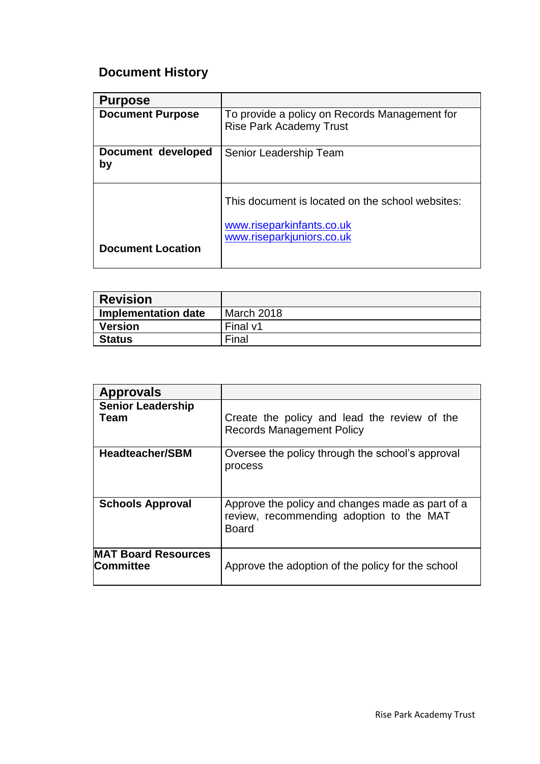## Document History

| Purpose | |
|---|---|
| **Document Purpose** | To provide a policy on Records Management for Rise Park Academy Trust |
| **Document developed by** | Senior Leadership Team |
| **Document Location** | This document is located on the school websites: www.riseparkinfants.co.uk www.riseparkjuniors.co.uk |

| Revision | |
|---|---|
| **Implementation date** | March 2018 |
| **Version** | Final v1 |
| **Status** | Final |

| Approvals | |
|---|---|
| **Senior Leadership Team** | Create the policy and lead the review of the Records Management Policy |
| **Headteacher/SBM** | Oversee the policy through the school's approval process |
| **Schools Approval** | Approve the policy and changes made as part of a review, recommending adoption to the MAT Board |
| **MAT Board Resources Committee** | Approve the adoption of the policy for the school |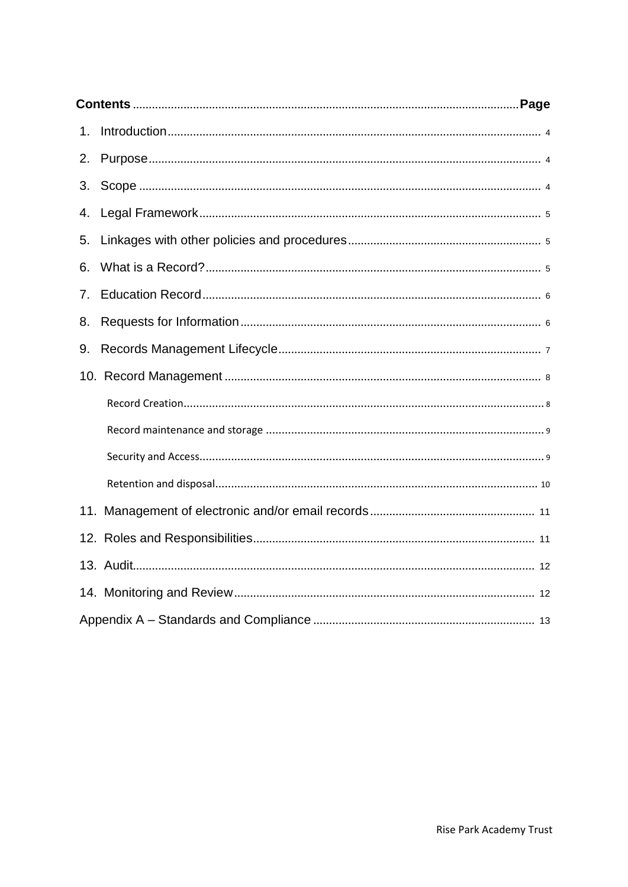| **Contents** | **Page** |
|---|---|
| 1. Introduction | 4 |
| 2. Purpose | 4 |
| 3. Scope | 4 |
| 4. Legal Framework | 5 |
| 5. Linkages with other policies and procedures | 5 |
| 6. What is a Record? | 5 |
| 7. Education Record | 6 |
| 8. Requests for Information | 6 |
| 9. Records Management Lifecycle | 7 |
| 10. Record Management | 8 |
| Record Creation | 8 |
| Record maintenance and storage | 9 |
| Security and Access | 9 |
| Retention and disposal | 10 |
| 11. Management of electronic and/or email records | 11 |
| 12. Roles and Responsibilities | 11 |
| 13. Audit | 12 |
| 14. Monitoring and Review | 12 |
| Appendix A – Standards and Compliance | 13 |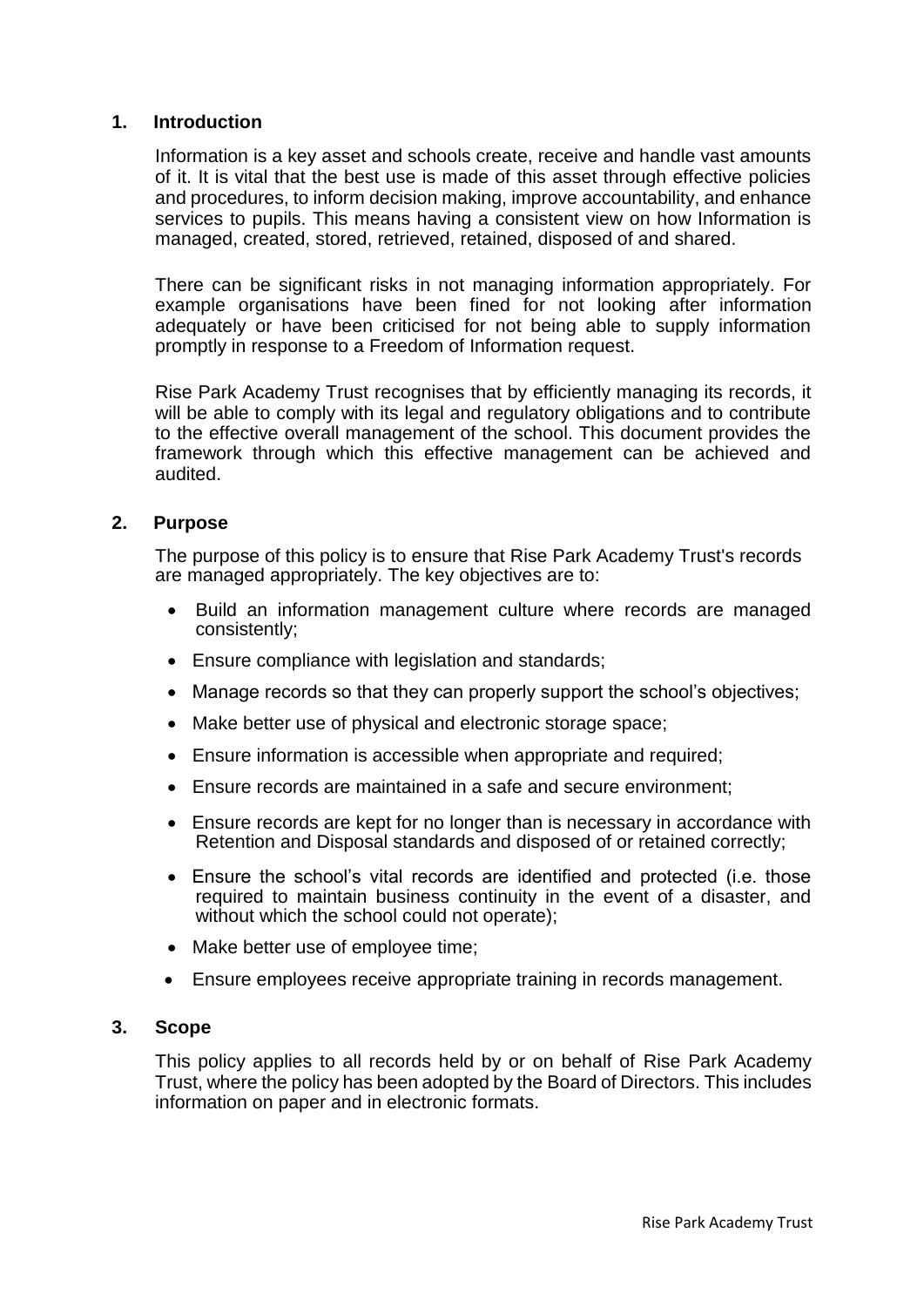## 1. Introduction

Information is a key asset and schools create, receive and handle vast amounts of it. It is vital that the best use is made of this asset through effective policies and procedures, to inform decision making, improve accountability, and enhance services to pupils. This means having a consistent view on how Information is managed, created, stored, retrieved, retained, disposed of and shared.

There can be significant risks in not managing information appropriately. For example organisations have been fined for not looking after information adequately or have been criticised for not being able to supply information promptly in response to a Freedom of Information request.

Rise Park Academy Trust recognises that by efficiently managing its records, it will be able to comply with its legal and regulatory obligations and to contribute to the effective overall management of the school. This document provides the framework through which this effective management can be achieved and audited.

## 2. Purpose

The purpose of this policy is to ensure that Rise Park Academy Trust's records are managed appropriately. The key objectives are to:

- Build an information management culture where records are managed consistently;
- Ensure compliance with legislation and standards;
- Manage records so that they can properly support the school's objectives;
- Make better use of physical and electronic storage space;
- Ensure information is accessible when appropriate and required;
- Ensure records are maintained in a safe and secure environment;
- Ensure records are kept for no longer than is necessary in accordance with Retention and Disposal standards and disposed of or retained correctly;
- Ensure the school's vital records are identified and protected (i.e. those required to maintain business continuity in the event of a disaster, and without which the school could not operate);
- Make better use of employee time;
- Ensure employees receive appropriate training in records management.

## 3. Scope

This policy applies to all records held by or on behalf of Rise Park Academy Trust, where the policy has been adopted by the Board of Directors. This includes information on paper and in electronic formats.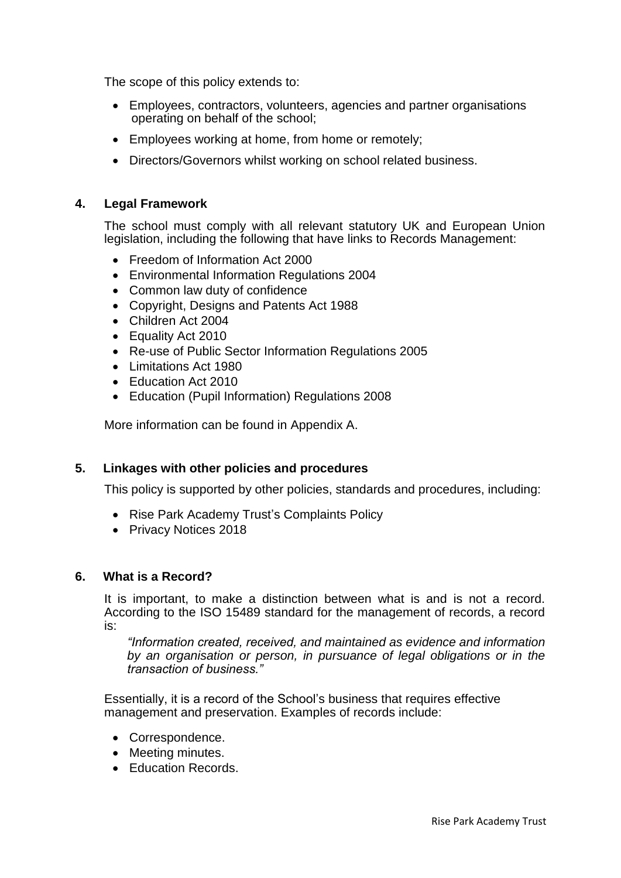The scope of this policy extends to:

- Employees, contractors, volunteers, agencies and partner organisations operating on behalf of the school;
- Employees working at home, from home or remotely;
- Directors/Governors whilst working on school related business.

## 4. Legal Framework

The school must comply with all relevant statutory UK and European Union legislation, including the following that have links to Records Management:

- Freedom of Information Act 2000
- Environmental Information Regulations 2004
- Common law duty of confidence
- Copyright, Designs and Patents Act 1988
- Children Act 2004
- Equality Act 2010
- Re-use of Public Sector Information Regulations 2005
- Limitations Act 1980
- Education Act 2010
- Education (Pupil Information) Regulations 2008

More information can be found in Appendix A.

## 5. Linkages with other policies and procedures

This policy is supported by other policies, standards and procedures, including:

- Rise Park Academy Trust's Complaints Policy
- Privacy Notices 2018

## 6. What is a Record?

It is important, to make a distinction between what is and is not a record. According to the ISO 15489 standard for the management of records, a record is:

> *"Information created, received, and maintained as evidence and information by an organisation or person, in pursuance of legal obligations or in the transaction of business."*

Essentially, it is a record of the School's business that requires effective management and preservation. Examples of records include:

- Correspondence.
- Meeting minutes.
- Education Records.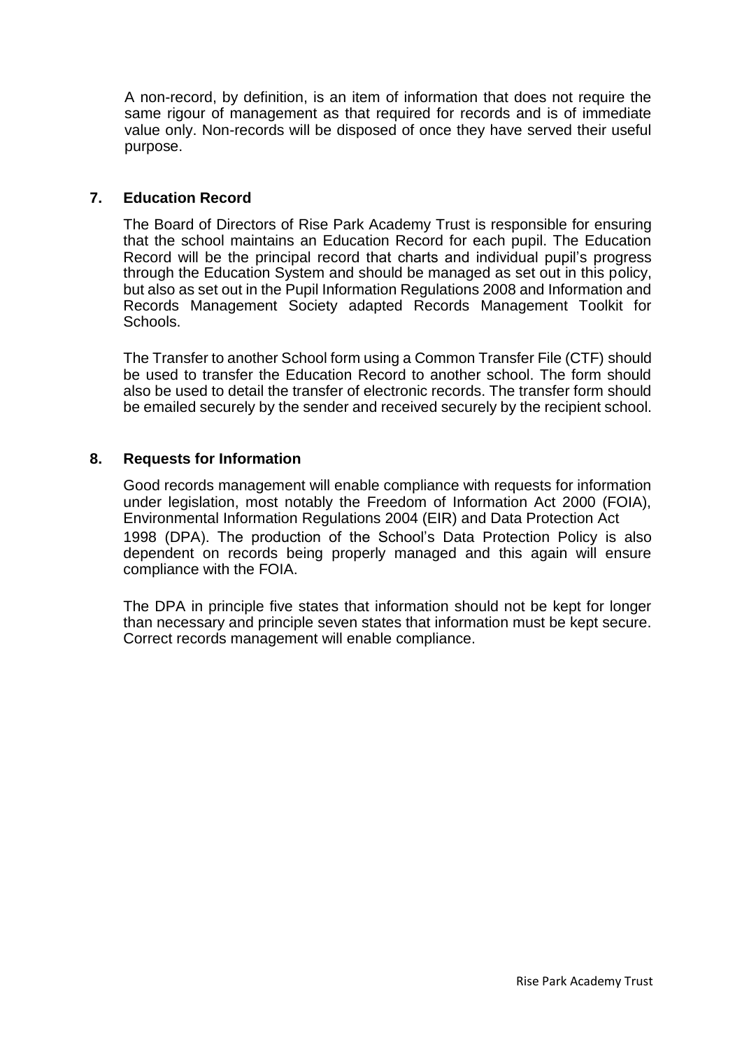A non-record, by definition, is an item of information that does not require the same rigour of management as that required for records and is of immediate value only. Non-records will be disposed of once they have served their useful purpose.

## 7. Education Record

The Board of Directors of Rise Park Academy Trust is responsible for ensuring that the school maintains an Education Record for each pupil. The Education Record will be the principal record that charts and individual pupil's progress through the Education System and should be managed as set out in this policy, but also as set out in the Pupil Information Regulations 2008 and Information and Records Management Society adapted Records Management Toolkit for Schools.

The Transfer to another School form using a Common Transfer File (CTF) should be used to transfer the Education Record to another school. The form should also be used to detail the transfer of electronic records. The transfer form should be emailed securely by the sender and received securely by the recipient school.

## 8. Requests for Information

Good records management will enable compliance with requests for information under legislation, most notably the Freedom of Information Act 2000 (FOIA), Environmental Information Regulations 2004 (EIR) and Data Protection Act 1998 (DPA). The production of the School's Data Protection Policy is also dependent on records being properly managed and this again will ensure compliance with the FOIA.

The DPA in principle five states that information should not be kept for longer than necessary and principle seven states that information must be kept secure. Correct records management will enable compliance.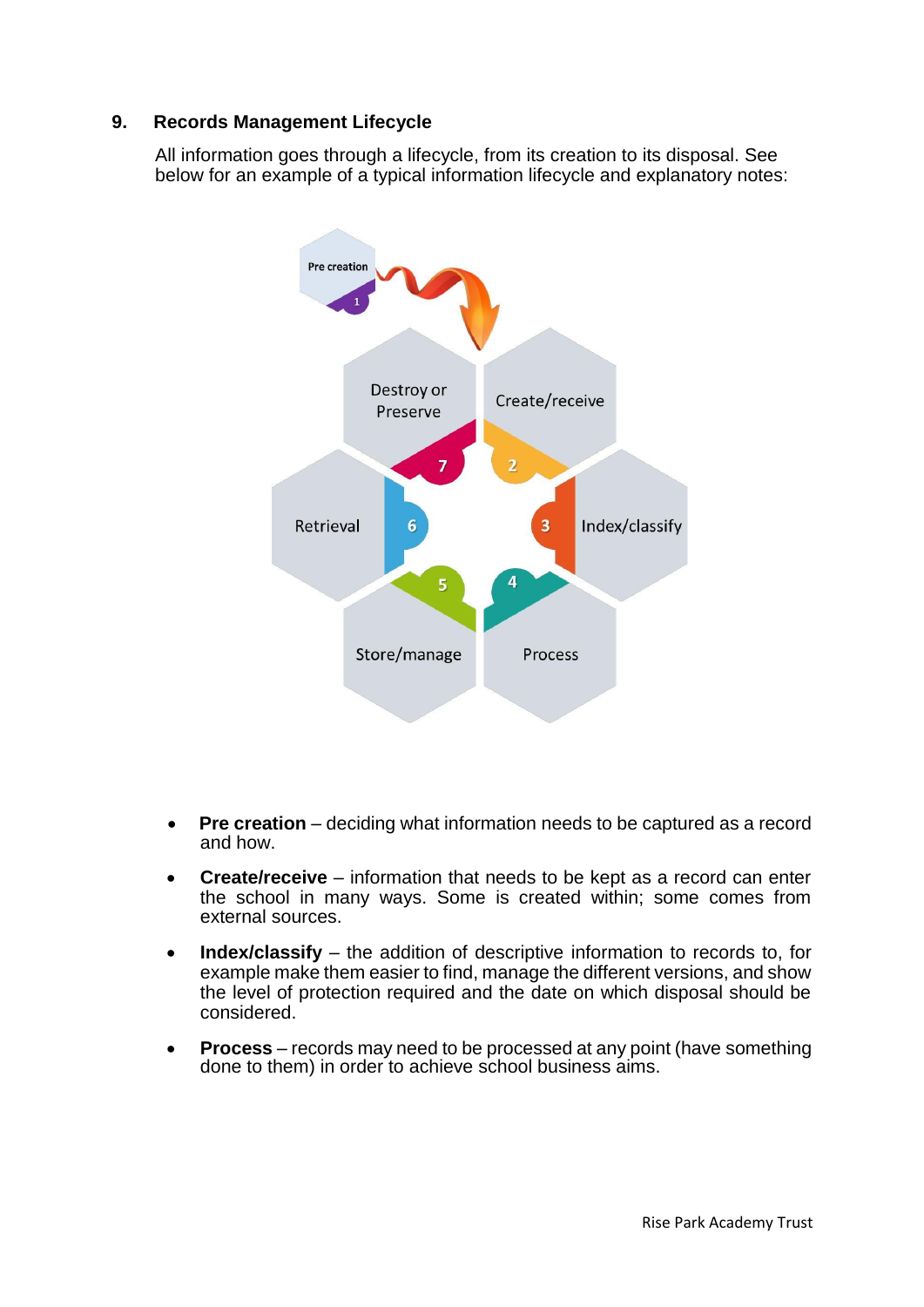## 9. Records Management Lifecycle

All information goes through a lifecycle, from its creation to its disposal. See below for an example of a typical information lifecycle and explanatory notes:

- **Pre creation** – deciding what information needs to be captured as a record and how.
- **Create/receive** – information that needs to be kept as a record can enter the school in many ways. Some is created within; some comes from external sources.
- **Index/classify** – the addition of descriptive information to records to, for example make them easier to find, manage the different versions, and show the level of protection required and the date on which disposal should be considered.
- **Process** – records may need to be processed at any point (have something done to them) in order to achieve school business aims.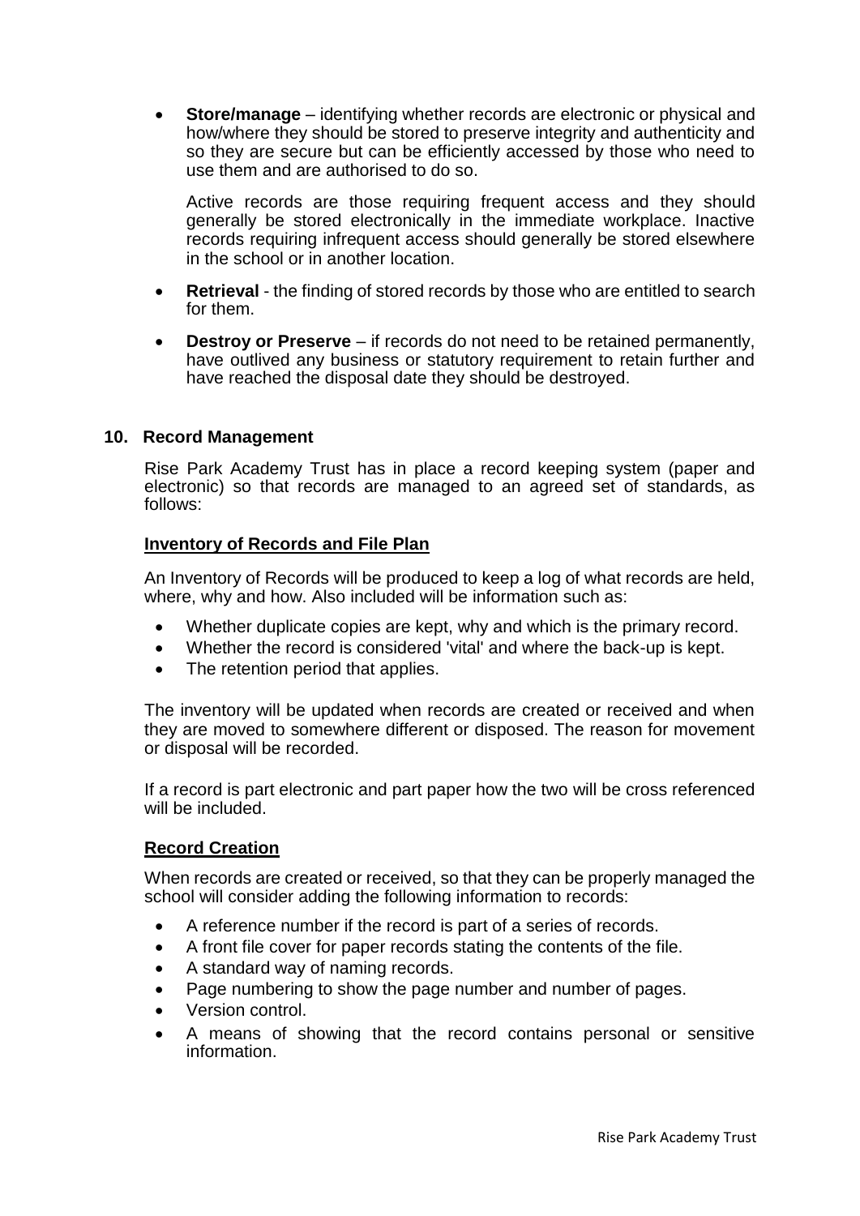- **Store/manage** – identifying whether records are electronic or physical and how/where they should be stored to preserve integrity and authenticity and so they are secure but can be efficiently accessed by those who need to use them and are authorised to do so.

  Active records are those requiring frequent access and they should generally be stored electronically in the immediate workplace. Inactive records requiring infrequent access should generally be stored elsewhere in the school or in another location.

- **Retrieval** - the finding of stored records by those who are entitled to search for them.
- **Destroy or Preserve** – if records do not need to be retained permanently, have outlived any business or statutory requirement to retain further and have reached the disposal date they should be destroyed.

## 10. Record Management

Rise Park Academy Trust has in place a record keeping system (paper and electronic) so that records are managed to an agreed set of standards, as follows:

### Inventory of Records and File Plan

An Inventory of Records will be produced to keep a log of what records are held, where, why and how. Also included will be information such as:

- Whether duplicate copies are kept, why and which is the primary record.
- Whether the record is considered 'vital' and where the back-up is kept.
- The retention period that applies.

The inventory will be updated when records are created or received and when they are moved to somewhere different or disposed. The reason for movement or disposal will be recorded.

If a record is part electronic and part paper how the two will be cross referenced will be included.

### Record Creation

When records are created or received, so that they can be properly managed the school will consider adding the following information to records:

- A reference number if the record is part of a series of records.
- A front file cover for paper records stating the contents of the file.
- A standard way of naming records.
- Page numbering to show the page number and number of pages.
- Version control.
- A means of showing that the record contains personal or sensitive information.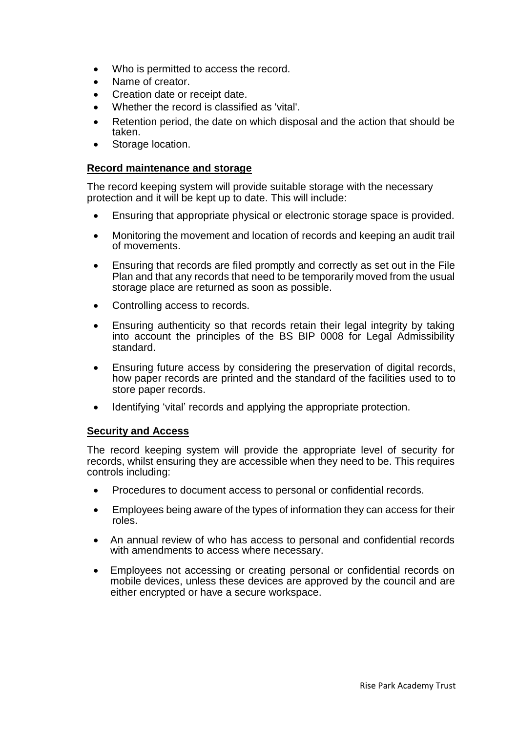- Who is permitted to access the record.
- Name of creator.
- Creation date or receipt date.
- Whether the record is classified as 'vital'.
- Retention period, the date on which disposal and the action that should be taken.
- Storage location.

**Record maintenance and storage**

The record keeping system will provide suitable storage with the necessary protection and it will be kept up to date. This will include:

- Ensuring that appropriate physical or electronic storage space is provided.
- Monitoring the movement and location of records and keeping an audit trail of movements.
- Ensuring that records are filed promptly and correctly as set out in the File Plan and that any records that need to be temporarily moved from the usual storage place are returned as soon as possible.
- Controlling access to records.
- Ensuring authenticity so that records retain their legal integrity by taking into account the principles of the BS BIP 0008 for Legal Admissibility standard.
- Ensuring future access by considering the preservation of digital records, how paper records are printed and the standard of the facilities used to to store paper records.
- Identifying 'vital' records and applying the appropriate protection.

**Security and Access**

The record keeping system will provide the appropriate level of security for records, whilst ensuring they are accessible when they need to be. This requires controls including:

- Procedures to document access to personal or confidential records.
- Employees being aware of the types of information they can access for their roles.
- An annual review of who has access to personal and confidential records with amendments to access where necessary.
- Employees not accessing or creating personal or confidential records on mobile devices, unless these devices are approved by the council and are either encrypted or have a secure workspace.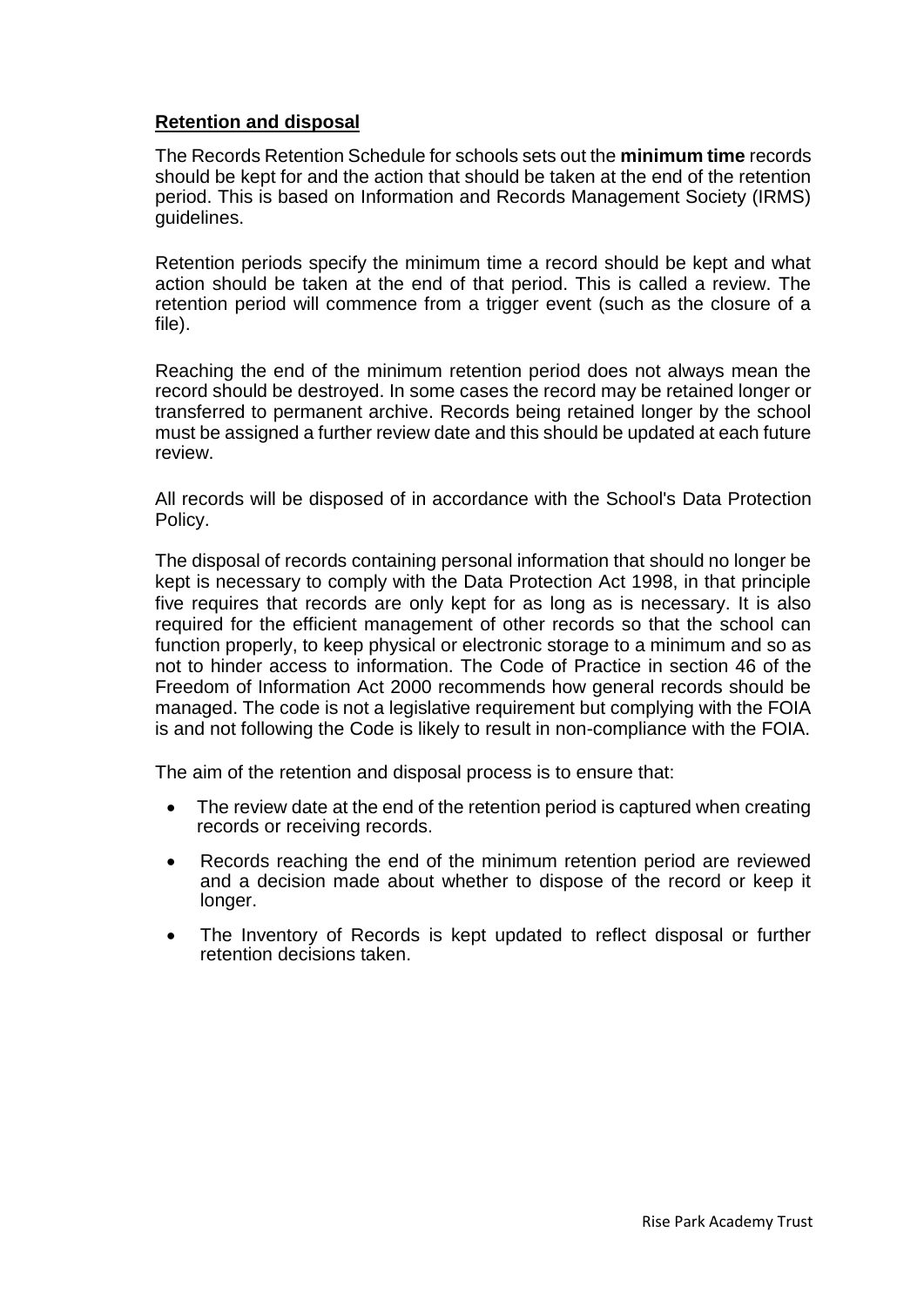**Retention and disposal**

The Records Retention Schedule for schools sets out the **minimum time** records should be kept for and the action that should be taken at the end of the retention period. This is based on Information and Records Management Society (IRMS) guidelines.

Retention periods specify the minimum time a record should be kept and what action should be taken at the end of that period. This is called a review. The retention period will commence from a trigger event (such as the closure of a file).

Reaching the end of the minimum retention period does not always mean the record should be destroyed. In some cases the record may be retained longer or transferred to permanent archive. Records being retained longer by the school must be assigned a further review date and this should be updated at each future review.

All records will be disposed of in accordance with the School's Data Protection Policy.

The disposal of records containing personal information that should no longer be kept is necessary to comply with the Data Protection Act 1998, in that principle five requires that records are only kept for as long as is necessary. It is also required for the efficient management of other records so that the school can function properly, to keep physical or electronic storage to a minimum and so as not to hinder access to information. The Code of Practice in section 46 of the Freedom of Information Act 2000 recommends how general records should be managed. The code is not a legislative requirement but complying with the FOIA is and not following the Code is likely to result in non-compliance with the FOIA.

The aim of the retention and disposal process is to ensure that:

- The review date at the end of the retention period is captured when creating records or receiving records.
- Records reaching the end of the minimum retention period are reviewed and a decision made about whether to dispose of the record or keep it longer.
- The Inventory of Records is kept updated to reflect disposal or further retention decisions taken.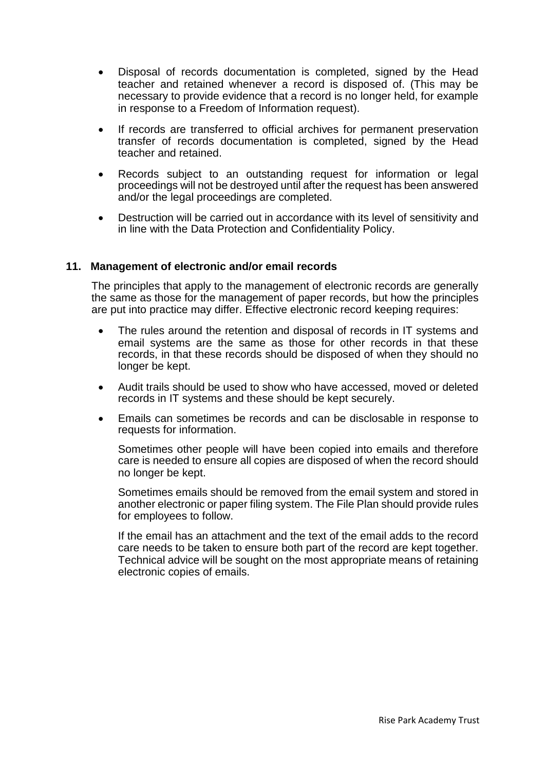- Disposal of records documentation is completed, signed by the Head teacher and retained whenever a record is disposed of. (This may be necessary to provide evidence that a record is no longer held, for example in response to a Freedom of Information request).
- If records are transferred to official archives for permanent preservation transfer of records documentation is completed, signed by the Head teacher and retained.
- Records subject to an outstanding request for information or legal proceedings will not be destroyed until after the request has been answered and/or the legal proceedings are completed.
- Destruction will be carried out in accordance with its level of sensitivity and in line with the Data Protection and Confidentiality Policy.

## 11. Management of electronic and/or email records

The principles that apply to the management of electronic records are generally the same as those for the management of paper records, but how the principles are put into practice may differ. Effective electronic record keeping requires:

- The rules around the retention and disposal of records in IT systems and email systems are the same as those for other records in that these records, in that these records should be disposed of when they should no longer be kept.
- Audit trails should be used to show who have accessed, moved or deleted records in IT systems and these should be kept securely.
- Emails can sometimes be records and can be disclosable in response to requests for information.

  Sometimes other people will have been copied into emails and therefore care is needed to ensure all copies are disposed of when the record should no longer be kept.

  Sometimes emails should be removed from the email system and stored in another electronic or paper filing system. The File Plan should provide rules for employees to follow.

  If the email has an attachment and the text of the email adds to the record care needs to be taken to ensure both part of the record are kept together. Technical advice will be sought on the most appropriate means of retaining electronic copies of emails.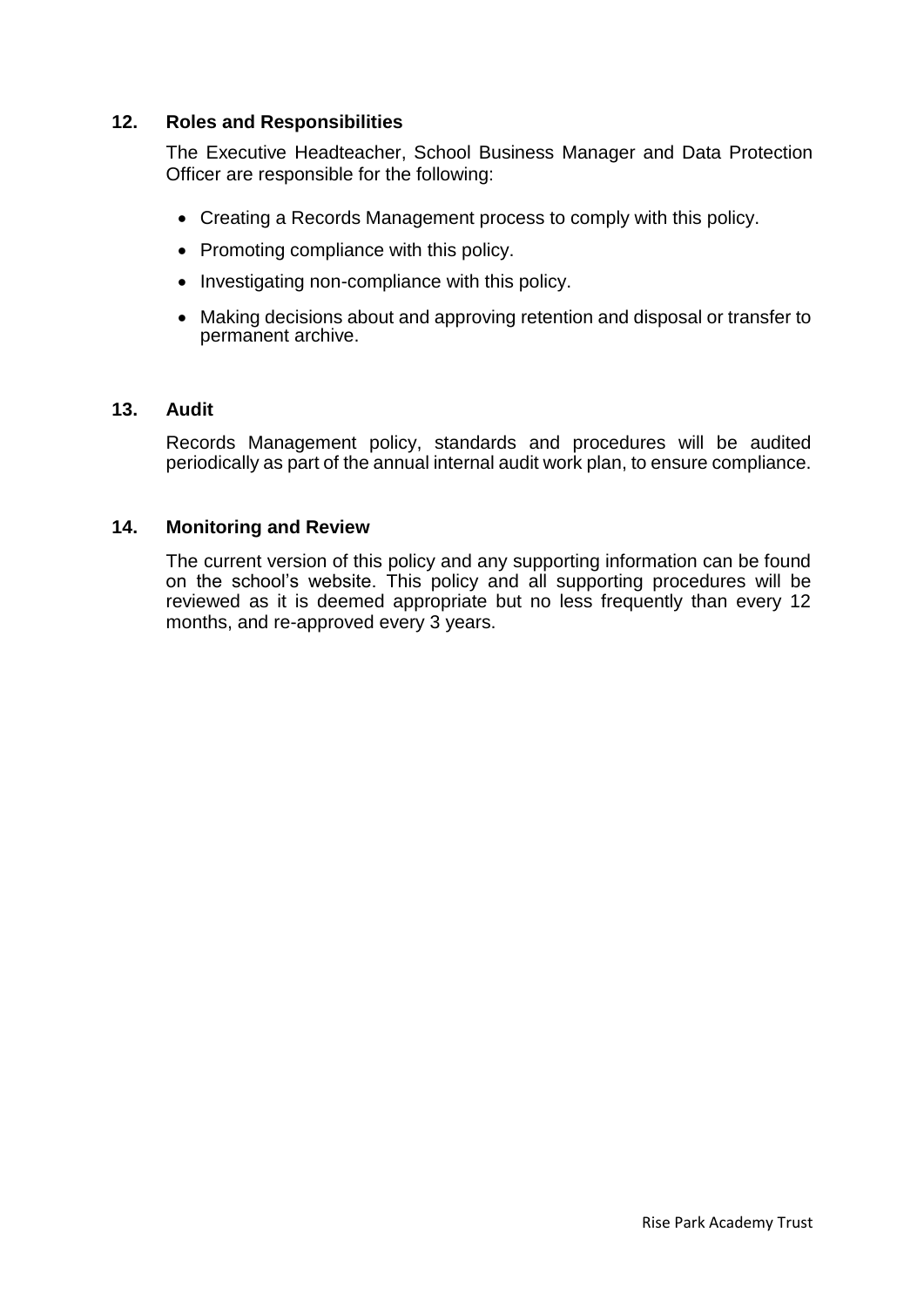## 12. Roles and Responsibilities

The Executive Headteacher, School Business Manager and Data Protection Officer are responsible for the following:

- Creating a Records Management process to comply with this policy.
- Promoting compliance with this policy.
- Investigating non-compliance with this policy.
- Making decisions about and approving retention and disposal or transfer to permanent archive.

## 13. Audit

Records Management policy, standards and procedures will be audited periodically as part of the annual internal audit work plan, to ensure compliance.

## 14. Monitoring and Review

The current version of this policy and any supporting information can be found on the school's website. This policy and all supporting procedures will be reviewed as it is deemed appropriate but no less frequently than every 12 months, and re-approved every 3 years.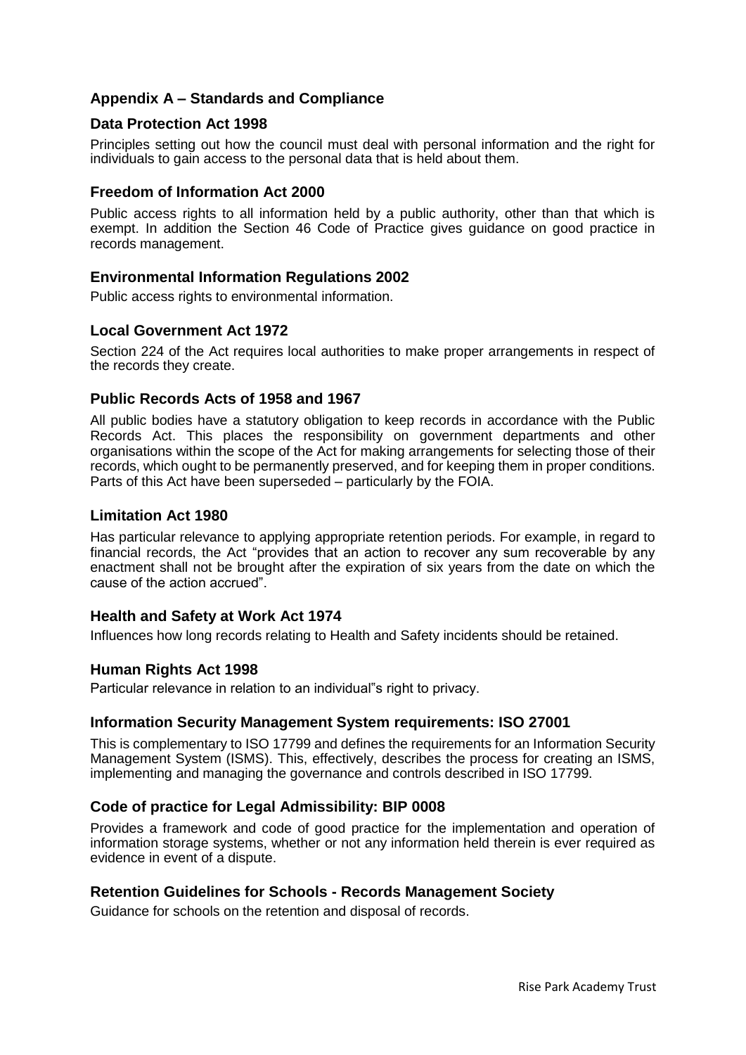## Appendix A – Standards and Compliance

### Data Protection Act 1998

Principles setting out how the council must deal with personal information and the right for individuals to gain access to the personal data that is held about them.

### Freedom of Information Act 2000

Public access rights to all information held by a public authority, other than that which is exempt. In addition the Section 46 Code of Practice gives guidance on good practice in records management.

### Environmental Information Regulations 2002

Public access rights to environmental information.

### Local Government Act 1972

Section 224 of the Act requires local authorities to make proper arrangements in respect of the records they create.

### Public Records Acts of 1958 and 1967

All public bodies have a statutory obligation to keep records in accordance with the Public Records Act. This places the responsibility on government departments and other organisations within the scope of the Act for making arrangements for selecting those of their records, which ought to be permanently preserved, and for keeping them in proper conditions. Parts of this Act have been superseded – particularly by the FOIA.

### Limitation Act 1980

Has particular relevance to applying appropriate retention periods. For example, in regard to financial records, the Act "provides that an action to recover any sum recoverable by any enactment shall not be brought after the expiration of six years from the date on which the cause of the action accrued".

### Health and Safety at Work Act 1974

Influences how long records relating to Health and Safety incidents should be retained.

### Human Rights Act 1998

Particular relevance in relation to an individual"s right to privacy.

### Information Security Management System requirements: ISO 27001

This is complementary to ISO 17799 and defines the requirements for an Information Security Management System (ISMS). This, effectively, describes the process for creating an ISMS, implementing and managing the governance and controls described in ISO 17799.

### Code of practice for Legal Admissibility: BIP 0008

Provides a framework and code of good practice for the implementation and operation of information storage systems, whether or not any information held therein is ever required as evidence in event of a dispute.

### Retention Guidelines for Schools - Records Management Society

Guidance for schools on the retention and disposal of records.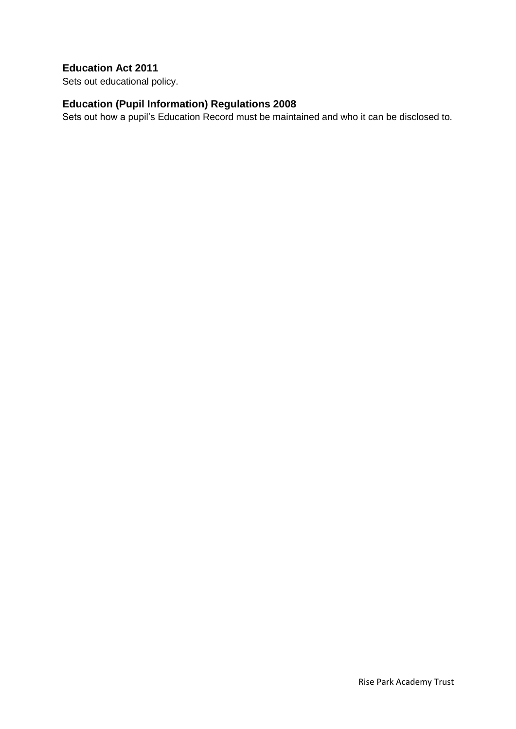**Education Act 2011**
Sets out educational policy.

**Education (Pupil Information) Regulations 2008**
Sets out how a pupil's Education Record must be maintained and who it can be disclosed to.